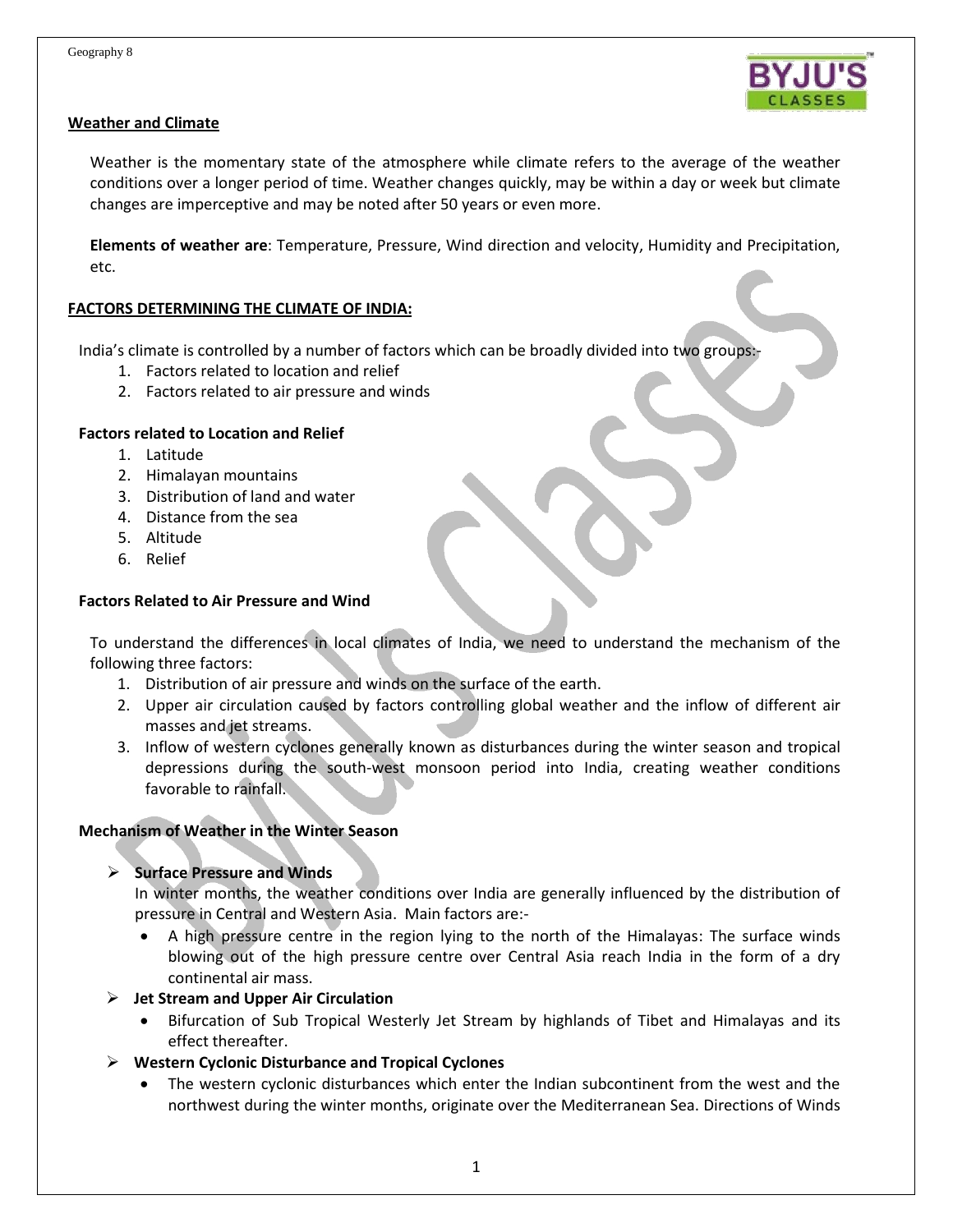## Weather and Climate

Weather is the momentary state of the atmosphere while climate refers to the average of the weather conditions over a longer period of time. Weather changes quickly, may be within a day or week but climate changes are imperceptive and may be noted after 50 years or even more.

**Elements of weather are**: Temperature, Pressure, Wind direction and velocity, Humidity and Precipitation, etc.

## FACTORS DETERMINING THE CLIMATE OF INDIA:

India's climate is controlled by a number of factors which can be broadly divided into two groups:-

1. Factors related to location and relief
2. Factors related to air pressure and winds

### Factors related to Location and Relief

1. Latitude
2. Himalayan mountains
3. Distribution of land and water
4. Distance from the sea
5. Altitude
6. Relief

### Factors Related to Air Pressure and Wind

To understand the differences in local climates of India, we need to understand the mechanism of the following three factors:

1. Distribution of air pressure and winds on the surface of the earth.
2. Upper air circulation caused by factors controlling global weather and the inflow of different air masses and jet streams.
3. Inflow of western cyclones generally known as disturbances during the winter season and tropical depressions during the south-west monsoon period into India, creating weather conditions favorable to rainfall.

### Mechanism of Weather in the Winter Season

- **Surface Pressure and Winds**
  In winter months, the weather conditions over India are generally influenced by the distribution of pressure in Central and Western Asia. Main factors are:-
  - A high pressure centre in the region lying to the north of the Himalayas: The surface winds blowing out of the high pressure centre over Central Asia reach India in the form of a dry continental air mass.
- **Jet Stream and Upper Air Circulation**
  - Bifurcation of Sub Tropical Westerly Jet Stream by highlands of Tibet and Himalayas and its effect thereafter.
- **Western Cyclonic Disturbance and Tropical Cyclones**
  - The western cyclonic disturbances which enter the Indian subcontinent from the west and the northwest during the winter months, originate over the Mediterranean Sea. Directions of Winds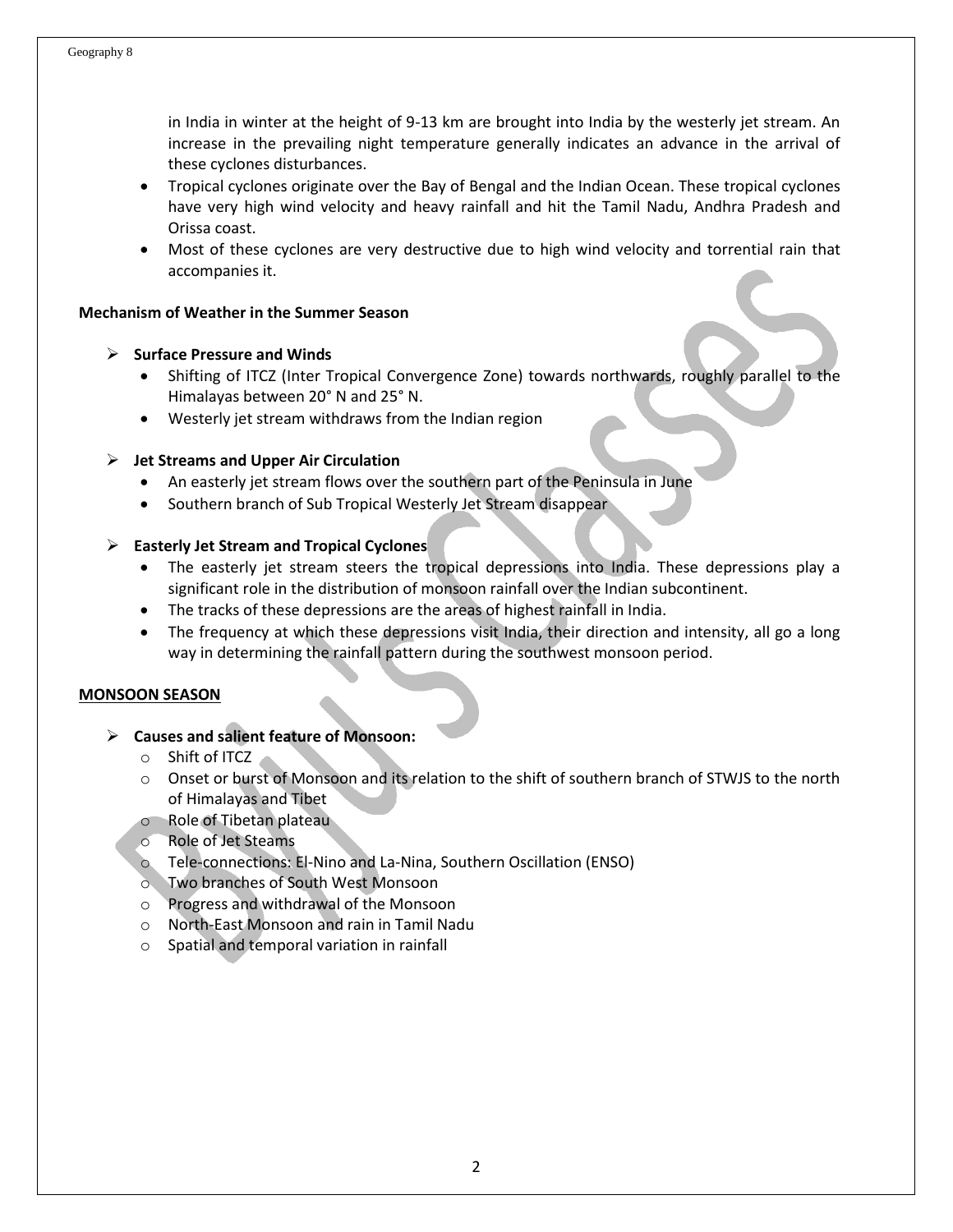in India in winter at the height of 9-13 km are brought into India by the westerly jet stream. An increase in the prevailing night temperature generally indicates an advance in the arrival of these cyclones disturbances.

- Tropical cyclones originate over the Bay of Bengal and the Indian Ocean. These tropical cyclones have very high wind velocity and heavy rainfall and hit the Tamil Nadu, Andhra Pradesh and Orissa coast.
- Most of these cyclones are very destructive due to high wind velocity and torrential rain that accompanies it.

**Mechanism of Weather in the Summer Season**

- **Surface Pressure and Winds**
  - Shifting of ITCZ (Inter Tropical Convergence Zone) towards northwards, roughly parallel to the Himalayas between 20° N and 25° N.
  - Westerly jet stream withdraws from the Indian region

- **Jet Streams and Upper Air Circulation**
  - An easterly jet stream flows over the southern part of the Peninsula in June
  - Southern branch of Sub Tropical Westerly Jet Stream disappear

- **Easterly Jet Stream and Tropical Cyclones**
  - The easterly jet stream steers the tropical depressions into India. These depressions play a significant role in the distribution of monsoon rainfall over the Indian subcontinent.
  - The tracks of these depressions are the areas of highest rainfall in India.
  - The frequency at which these depressions visit India, their direction and intensity, all go a long way in determining the rainfall pattern during the southwest monsoon period.

**MONSOON SEASON**

- **Causes and salient feature of Monsoon:**
  - Shift of ITCZ
  - Onset or burst of Monsoon and its relation to the shift of southern branch of STWJS to the north of Himalayas and Tibet
  - Role of Tibetan plateau
  - Role of Jet Steams
  - Tele-connections: El-Nino and La-Nina, Southern Oscillation (ENSO)
  - Two branches of South West Monsoon
  - Progress and withdrawal of the Monsoon
  - North-East Monsoon and rain in Tamil Nadu
  - Spatial and temporal variation in rainfall